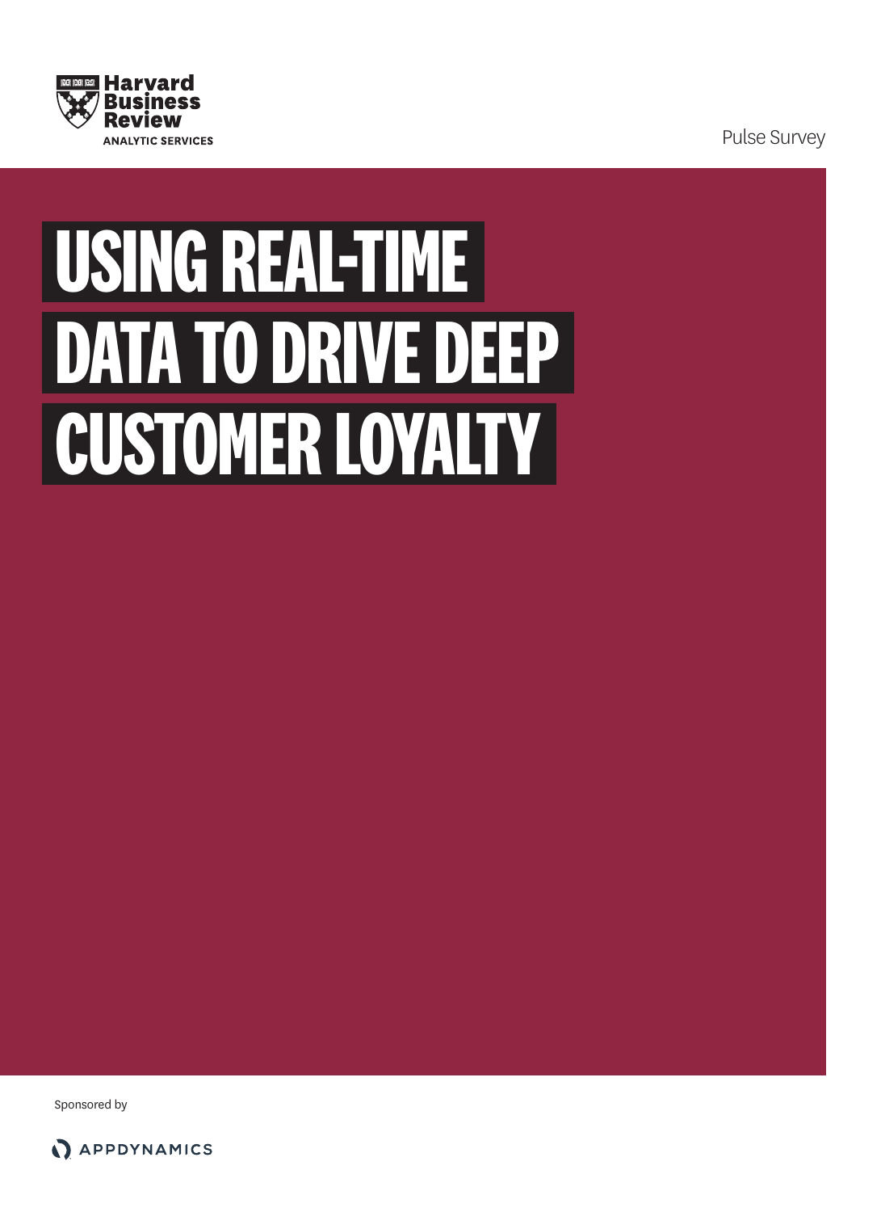Harvard Business Review
ANALYTIC SERVICES

Pulse Survey

# USING REAL-TIME DATA TO DRIVE DEEP CUSTOMER LOYALTY

Sponsored by

APPDYNAMICS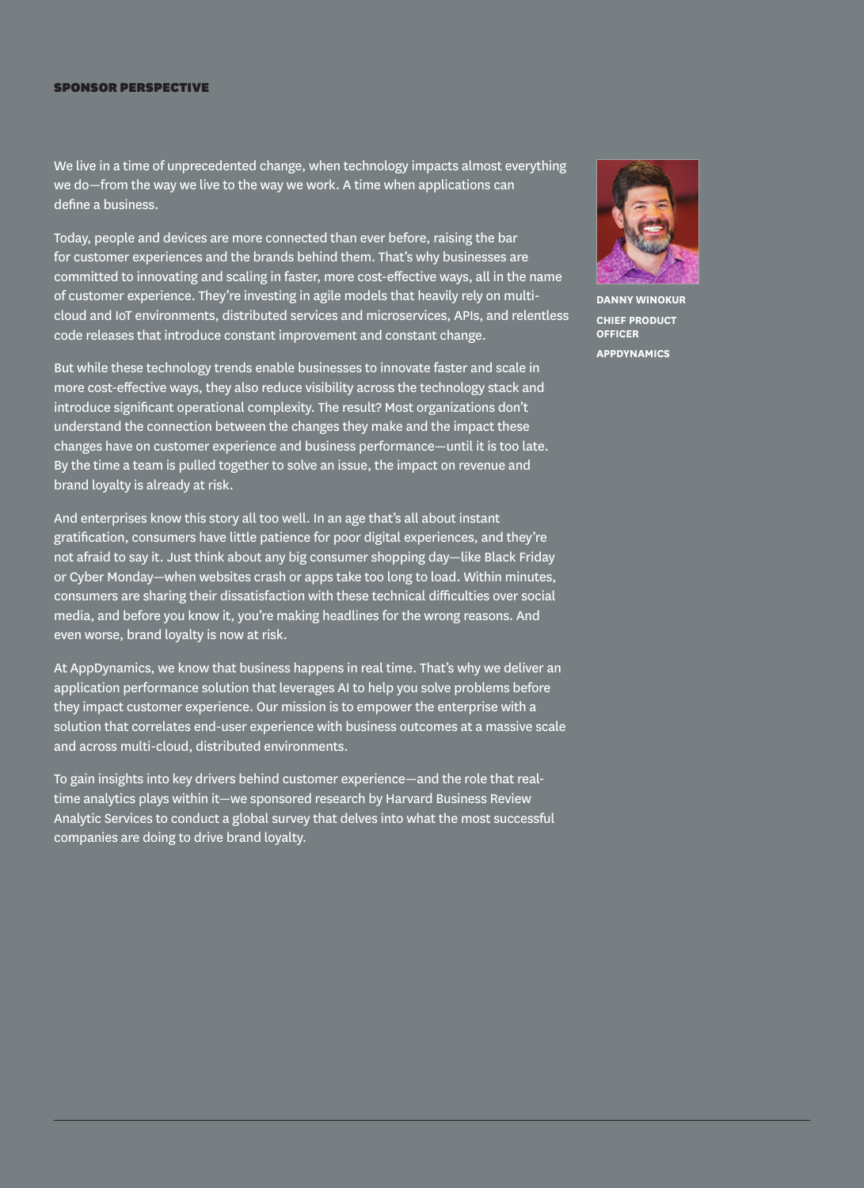**SPONSOR PERSPECTIVE**

We live in a time of unprecedented change, when technology impacts almost everything we do—from the way we live to the way we work. A time when applications can define a business.

Today, people and devices are more connected than ever before, raising the bar for customer experiences and the brands behind them. That's why businesses are committed to innovating and scaling in faster, more cost-effective ways, all in the name of customer experience. They're investing in agile models that heavily rely on multi-cloud and IoT environments, distributed services and microservices, APIs, and relentless code releases that introduce constant improvement and constant change.

But while these technology trends enable businesses to innovate faster and scale in more cost-effective ways, they also reduce visibility across the technology stack and introduce significant operational complexity. The result? Most organizations don't understand the connection between the changes they make and the impact these changes have on customer experience and business performance—until it is too late. By the time a team is pulled together to solve an issue, the impact on revenue and brand loyalty is already at risk.

And enterprises know this story all too well. In an age that's all about instant gratification, consumers have little patience for poor digital experiences, and they're not afraid to say it. Just think about any big consumer shopping day—like Black Friday or Cyber Monday—when websites crash or apps take too long to load. Within minutes, consumers are sharing their dissatisfaction with these technical difficulties over social media, and before you know it, you're making headlines for the wrong reasons. And even worse, brand loyalty is now at risk.

At AppDynamics, we know that business happens in real time. That's why we deliver an application performance solution that leverages AI to help you solve problems before they impact customer experience. Our mission is to empower the enterprise with a solution that correlates end-user experience with business outcomes at a massive scale and across multi-cloud, distributed environments.

To gain insights into key drivers behind customer experience—and the role that real-time analytics plays within it—we sponsored research by Harvard Business Review Analytic Services to conduct a global survey that delves into what the most successful companies are doing to drive brand loyalty.

**DANNY WINOKUR**

**CHIEF PRODUCT OFFICER**

**APPDYNAMICS**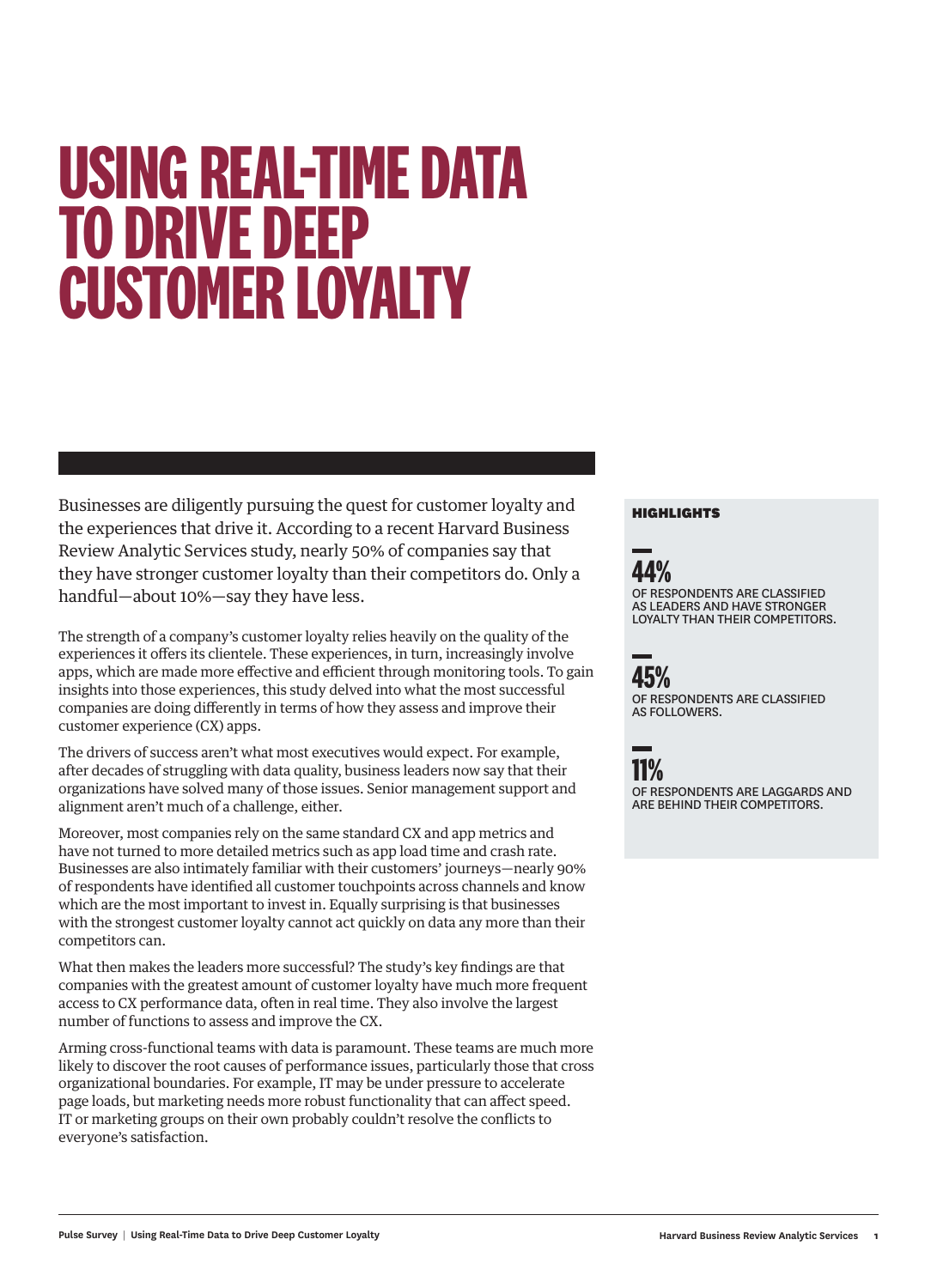# USING REAL-TIME DATA TO DRIVE DEEP CUSTOMER LOYALTY

Businesses are diligently pursuing the quest for customer loyalty and the experiences that drive it. According to a recent Harvard Business Review Analytic Services study, nearly 50% of companies say that they have stronger customer loyalty than their competitors do. Only a handful—about 10%—say they have less.

The strength of a company's customer loyalty relies heavily on the quality of the experiences it offers its clientele. These experiences, in turn, increasingly involve apps, which are made more effective and efficient through monitoring tools. To gain insights into those experiences, this study delved into what the most successful companies are doing differently in terms of how they assess and improve their customer experience (CX) apps.

The drivers of success aren't what most executives would expect. For example, after decades of struggling with data quality, business leaders now say that their organizations have solved many of those issues. Senior management support and alignment aren't much of a challenge, either.

Moreover, most companies rely on the same standard CX and app metrics and have not turned to more detailed metrics such as app load time and crash rate. Businesses are also intimately familiar with their customers' journeys—nearly 90% of respondents have identified all customer touchpoints across channels and know which are the most important to invest in. Equally surprising is that businesses with the strongest customer loyalty cannot act quickly on data any more than their competitors can.

What then makes the leaders more successful? The study's key findings are that companies with the greatest amount of customer loyalty have much more frequent access to CX performance data, often in real time. They also involve the largest number of functions to assess and improve the CX.

Arming cross-functional teams with data is paramount. These teams are much more likely to discover the root causes of performance issues, particularly those that cross organizational boundaries. For example, IT may be under pressure to accelerate page loads, but marketing needs more robust functionality that can affect speed. IT or marketing groups on their own probably couldn't resolve the conflicts to everyone's satisfaction.

**HIGHLIGHTS**

**44%**
OF RESPONDENTS ARE CLASSIFIED AS LEADERS AND HAVE STRONGER LOYALTY THAN THEIR COMPETITORS.

**45%**
OF RESPONDENTS ARE CLASSIFIED AS FOLLOWERS.

**11%**
OF RESPONDENTS ARE LAGGARDS AND ARE BEHIND THEIR COMPETITORS.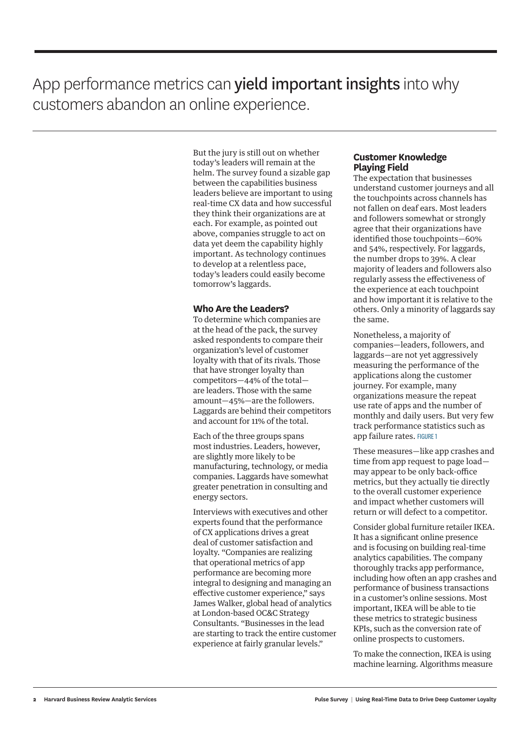App performance metrics can **yield important insights** into why customers abandon an online experience.

But the jury is still out on whether today's leaders will remain at the helm. The survey found a sizable gap between the capabilities business leaders believe are important to using real-time CX data and how successful they think their organizations are at each. For example, as pointed out above, companies struggle to act on data yet deem the capability highly important. As technology continues to develop at a relentless pace, today's leaders could easily become tomorrow's laggards.

### Who Are the Leaders?

To determine which companies are at the head of the pack, the survey asked respondents to compare their organization's level of customer loyalty with that of its rivals. Those that have stronger loyalty than competitors—44% of the total—are leaders. Those with the same amount—45%—are the followers. Laggards are behind their competitors and account for 11% of the total.

Each of the three groups spans most industries. Leaders, however, are slightly more likely to be manufacturing, technology, or media companies. Laggards have somewhat greater penetration in consulting and energy sectors.

Interviews with executives and other experts found that the performance of CX applications drives a great deal of customer satisfaction and loyalty. "Companies are realizing that operational metrics of app performance are becoming more integral to designing and managing an effective customer experience," says James Walker, global head of analytics at London-based OC&C Strategy Consultants. "Businesses in the lead are starting to track the entire customer experience at fairly granular levels."

### Customer Knowledge Playing Field

The expectation that businesses understand customer journeys and all the touchpoints across channels has not fallen on deaf ears. Most leaders and followers somewhat or strongly agree that their organizations have identified those touchpoints—60% and 54%, respectively. For laggards, the number drops to 39%. A clear majority of leaders and followers also regularly assess the effectiveness of the experience at each touchpoint and how important it is relative to the others. Only a minority of laggards say the same.

Nonetheless, a majority of companies—leaders, followers, and laggards—are not yet aggressively measuring the performance of the applications along the customer journey. For example, many organizations measure the repeat use rate of apps and the number of monthly and daily users. But very few track performance statistics such as app failure rates. FIGURE 1

These measures—like app crashes and time from app request to page load—may appear to be only back-office metrics, but they actually tie directly to the overall customer experience and impact whether customers will return or will defect to a competitor.

Consider global furniture retailer IKEA. It has a significant online presence and is focusing on building real-time analytics capabilities. The company thoroughly tracks app performance, including how often an app crashes and performance of business transactions in a customer's online sessions. Most important, IKEA will be able to tie these metrics to strategic business KPIs, such as the conversion rate of online prospects to customers.

To make the connection, IKEA is using machine learning. Algorithms measure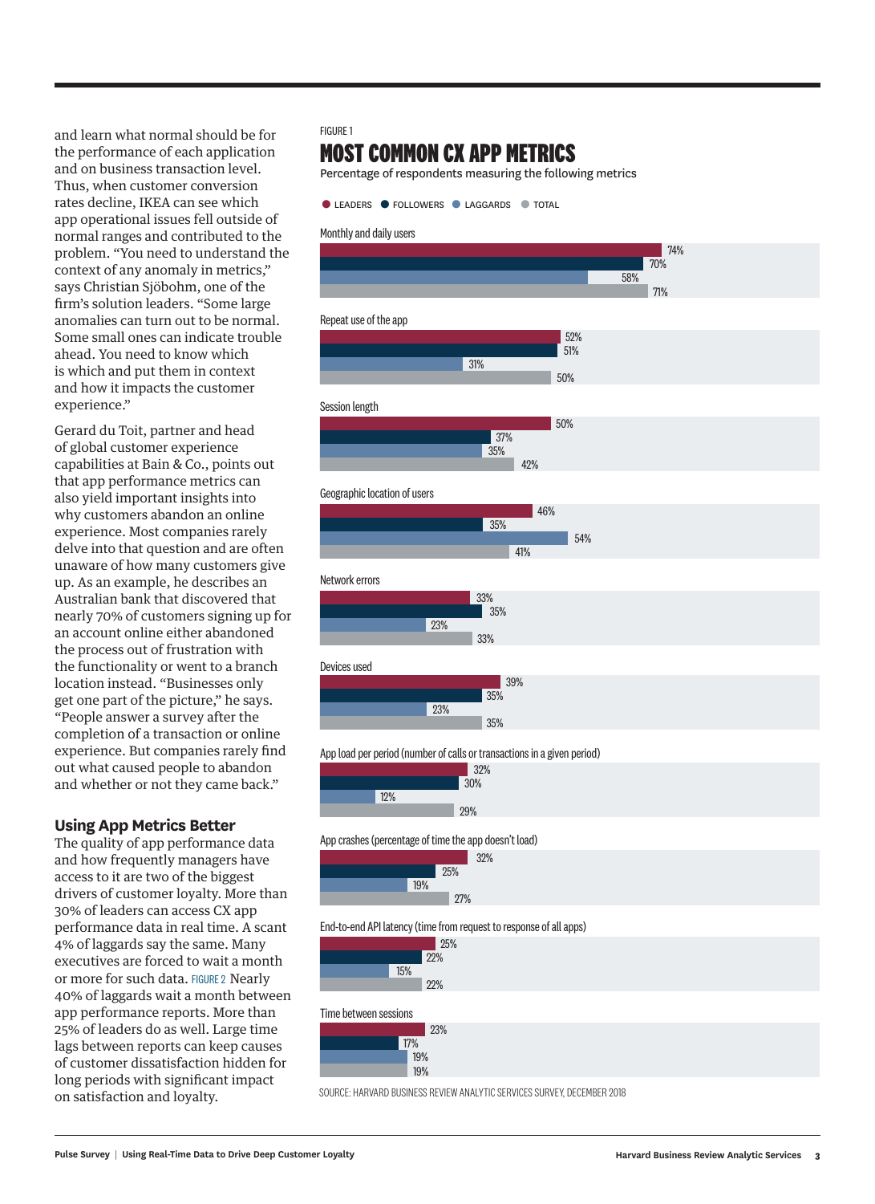and learn what normal should be for the performance of each application and on business transaction level. Thus, when customer conversion rates decline, IKEA can see which app operational issues fell outside of normal ranges and contributed to the problem. "You need to understand the context of any anomaly in metrics," says Christian Sjöbohm, one of the firm's solution leaders. "Some large anomalies can turn out to be normal. Some small ones can indicate trouble ahead. You need to know which is which and put them in context and how it impacts the customer experience."

Gerard du Toit, partner and head of global customer experience capabilities at Bain & Co., points out that app performance metrics can also yield important insights into why customers abandon an online experience. Most companies rarely delve into that question and are often unaware of how many customers give up. As an example, he describes an Australian bank that discovered that nearly 70% of customers signing up for an account online either abandoned the process out of frustration with the functionality or went to a branch location instead. "Businesses only get one part of the picture," he says. "People answer a survey after the completion of a transaction or online experience. But companies rarely find out what caused people to abandon and whether or not they came back."

## Using App Metrics Better

The quality of app performance data and how frequently managers have access to it are two of the biggest drivers of customer loyalty. More than 30% of leaders can access CX app performance data in real time. A scant 4% of laggards say the same. Many executives are forced to wait a month or more for such data. FIGURE 2 Nearly 40% of laggards wait a month between app performance reports. More than 25% of leaders do as well. Large time lags between reports can keep causes of customer dissatisfaction hidden for long periods with significant impact on satisfaction and loyalty.

FIGURE 1

## MOST COMMON CX APP METRICS

Percentage of respondents measuring the following metrics

| Metric | Leaders | Followers | Laggards | Total |
|---|---|---|---|---|
| Monthly and daily users | 74% | 70% | 58% | 71% |
| Repeat use of the app | 52% | 51% | 31% | 50% |
| Session length | 50% | 37% | 35% | 42% |
| Geographic location of users | 46% | 35% | 54% | 41% |
| Network errors | 33% | 35% | 23% | 33% |
| Devices used | 39% | 35% | 23% | 35% |
| App load per period (number of calls or transactions in a given period) | 32% | 30% | 12% | 29% |
| App crashes (percentage of time the app doesn't load) | 32% | 25% | 19% | 27% |
| End-to-end API latency (time from request to response of all apps) | 25% | 22% | 15% | 22% |
| Time between sessions | 23% | 17% | 19% | 19% |

SOURCE: HARVARD BUSINESS REVIEW ANALYTIC SERVICES SURVEY, DECEMBER 2018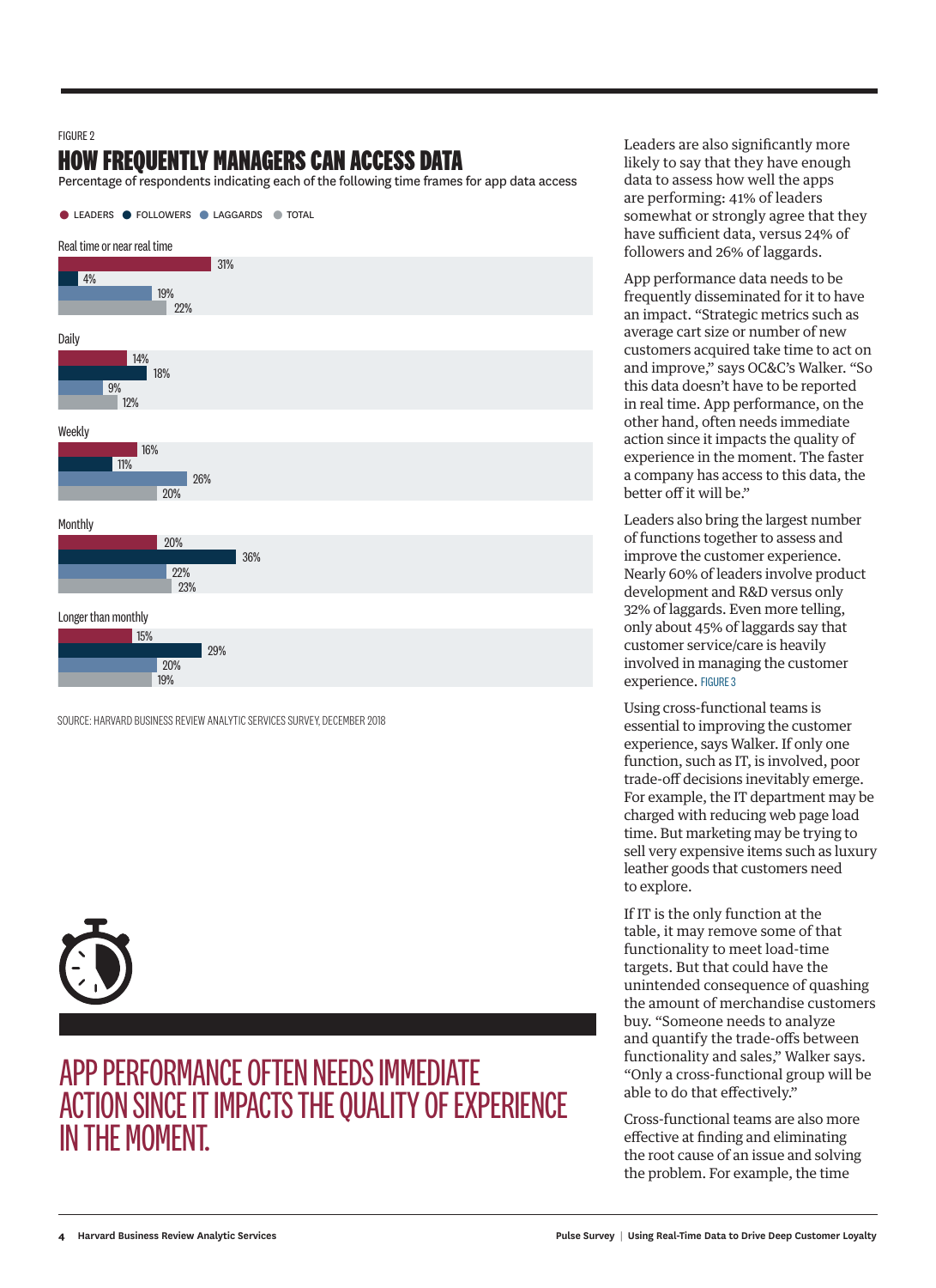FIGURE 2

## HOW FREQUENTLY MANAGERS CAN ACCESS DATA

Percentage of respondents indicating each of the following time frames for app data access

| | Leaders | Followers | Laggards | Total |
|---|---|---|---|---|
| Real time or near real time | 31% | 4% | 19% | 22% |
| Daily | 14% | 18% | 9% | 12% |
| Weekly | 16% | 11% | 26% | 20% |
| Monthly | 20% | 36% | 22% | 23% |
| Longer than monthly | 15% | 29% | 20% | 19% |

SOURCE: HARVARD BUSINESS REVIEW ANALYTIC SERVICES SURVEY, DECEMBER 2018

APP PERFORMANCE OFTEN NEEDS IMMEDIATE ACTION SINCE IT IMPACTS THE QUALITY OF EXPERIENCE IN THE MOMENT.

Leaders are also significantly more likely to say that they have enough data to assess how well the apps are performing: 41% of leaders somewhat or strongly agree that they have sufficient data, versus 24% of followers and 26% of laggards.

App performance data needs to be frequently disseminated for it to have an impact. "Strategic metrics such as average cart size or number of new customers acquired take time to act on and improve," says OC&C's Walker. "So this data doesn't have to be reported in real time. App performance, on the other hand, often needs immediate action since it impacts the quality of experience in the moment. The faster a company has access to this data, the better off it will be."

Leaders also bring the largest number of functions together to assess and improve the customer experience. Nearly 60% of leaders involve product development and R&D versus only 32% of laggards. Even more telling, only about 45% of laggards say that customer service/care is heavily involved in managing the customer experience. FIGURE 3

Using cross-functional teams is essential to improving the customer experience, says Walker. If only one function, such as IT, is involved, poor trade-off decisions inevitably emerge. For example, the IT department may be charged with reducing web page load time. But marketing may be trying to sell very expensive items such as luxury leather goods that customers need to explore.

If IT is the only function at the table, it may remove some of that functionality to meet load-time targets. But that could have the unintended consequence of quashing the amount of merchandise customers buy. "Someone needs to analyze and quantify the trade-offs between functionality and sales," Walker says. "Only a cross-functional group will be able to do that effectively."

Cross-functional teams are also more effective at finding and eliminating the root cause of an issue and solving the problem. For example, the time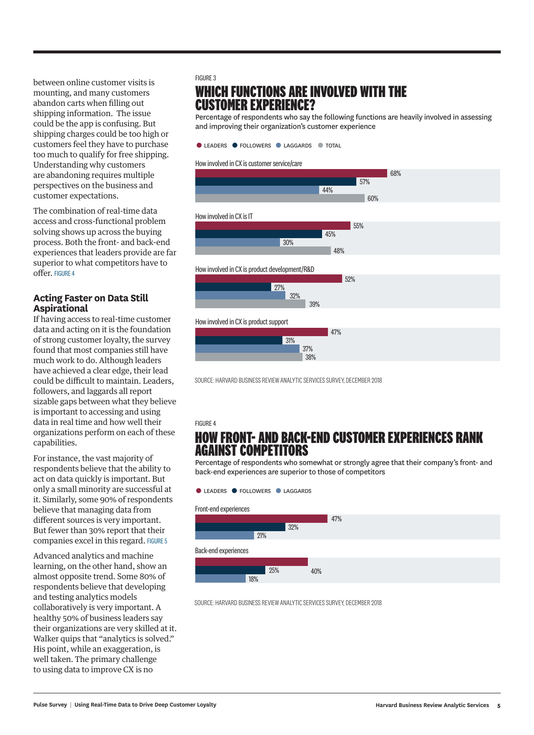between online customer visits is mounting, and many customers abandon carts when filling out shipping information. The issue could be the app is confusing. But shipping charges could be too high or customers feel they have to purchase too much to qualify for free shipping. Understanding why customers are abandoning requires multiple perspectives on the business and customer expectations.

The combination of real-time data access and cross-functional problem solving shows up across the buying process. Both the front- and back-end experiences that leaders provide are far superior to what competitors have to offer. FIGURE 4

## Acting Faster on Data Still Aspirational

If having access to real-time customer data and acting on it is the foundation of strong customer loyalty, the survey found that most companies still have much work to do. Although leaders have achieved a clear edge, their lead could be difficult to maintain. Leaders, followers, and laggards all report sizable gaps between what they believe is important to accessing and using data in real time and how well their organizations perform on each of these capabilities.

For instance, the vast majority of respondents believe that the ability to act on data quickly is important. But only a small minority are successful at it. Similarly, some 90% of respondents believe that managing data from different sources is very important. But fewer than 30% report that their companies excel in this regard. FIGURE 5

Advanced analytics and machine learning, on the other hand, show an almost opposite trend. Some 80% of respondents believe that developing and testing analytics models collaboratively is very important. A healthy 50% of business leaders say their organizations are very skilled at it. Walker quips that "analytics is solved." His point, while an exaggeration, is well taken. The primary challenge to using data to improve CX is no

FIGURE 3

## WHICH FUNCTIONS ARE INVOLVED WITH THE CUSTOMER EXPERIENCE?

Percentage of respondents who say the following functions are heavily involved in assessing and improving their organization's customer experience

| How involved in CX is... | Leaders | Followers | Laggards | Total |
|---|---|---|---|---|
| customer service/care | 68% | 57% | 44% | 60% |
| IT | 55% | 45% | 30% | 48% |
| product development/R&D | 52% | 27% | 32% | 39% |
| product support | 47% | 31% | 37% | 38% |

SOURCE: HARVARD BUSINESS REVIEW ANALYTIC SERVICES SURVEY, DECEMBER 2018

FIGURE 4

## HOW FRONT- AND BACK-END CUSTOMER EXPERIENCES RANK AGAINST COMPETITORS

Percentage of respondents who somewhat or strongly agree that their company's front- and back-end experiences are superior to those of competitors

| | Leaders | Followers | Laggards |
|---|---|---|---|
| Front-end experiences | 47% | 32% | 21% |
| Back-end experiences | 40% | 25% | 18% |

SOURCE: HARVARD BUSINESS REVIEW ANALYTIC SERVICES SURVEY, DECEMBER 2018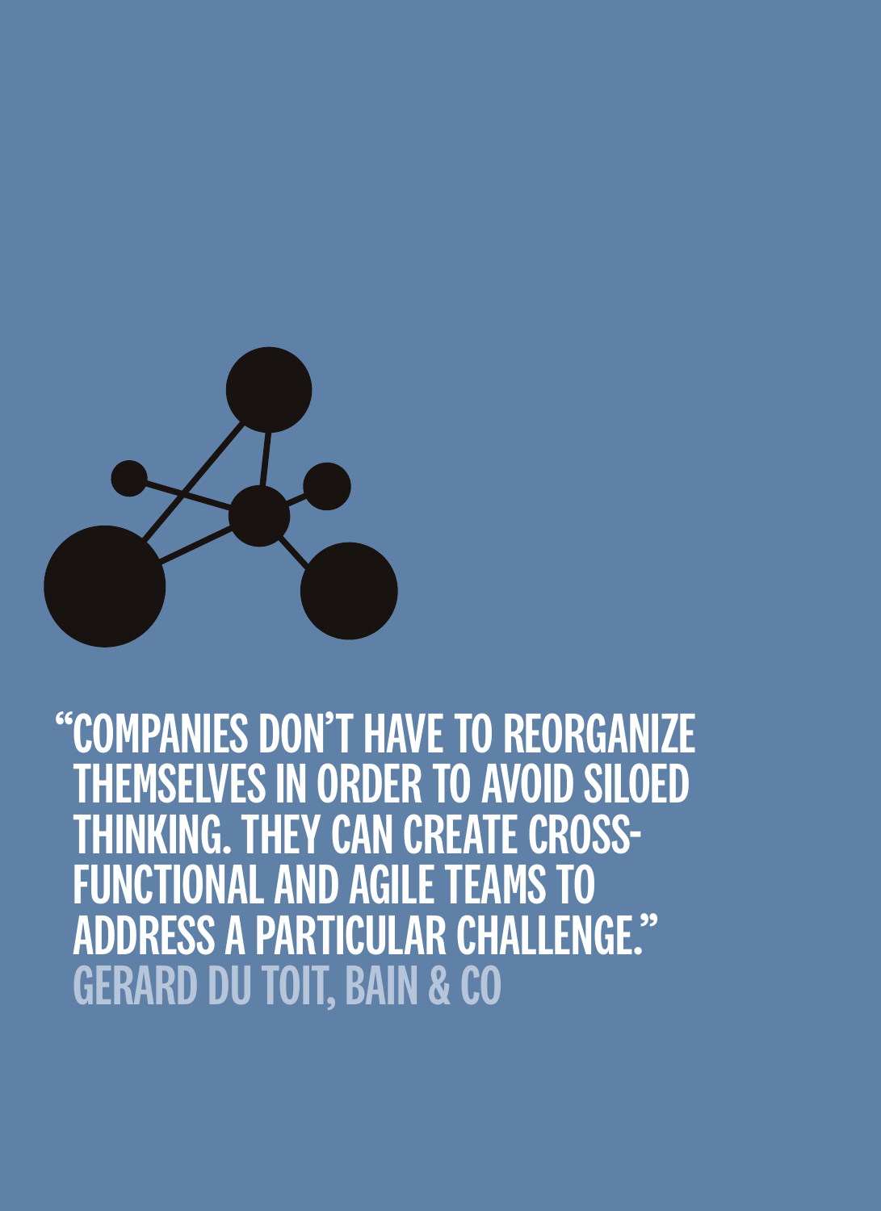> "COMPANIES DON'T HAVE TO REORGANIZE THEMSELVES IN ORDER TO AVOID SILOED THINKING. THEY CAN CREATE CROSS-FUNCTIONAL AND AGILE TEAMS TO ADDRESS A PARTICULAR CHALLENGE."
>
> GERARD DU TOIT, BAIN & CO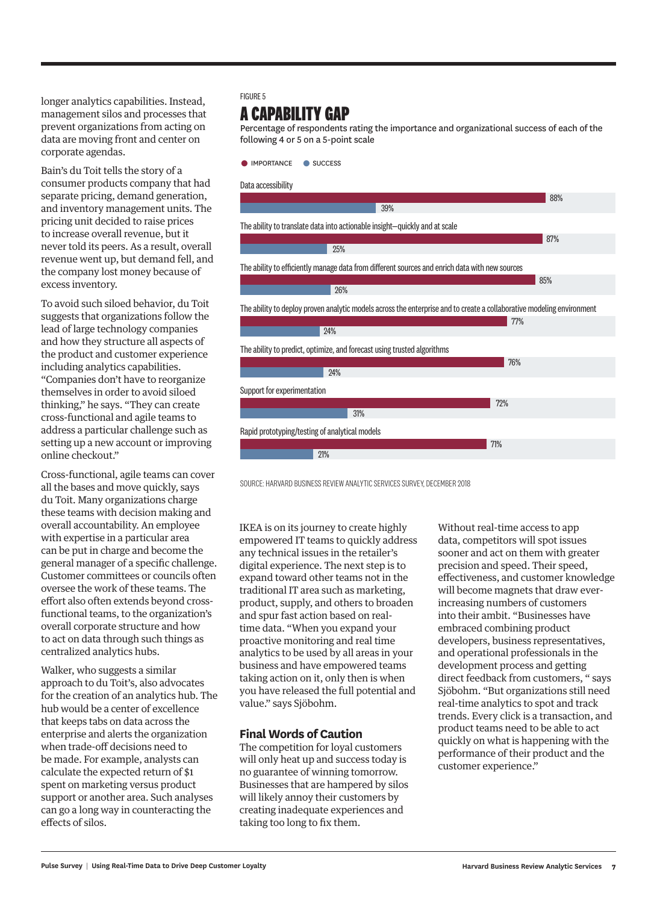longer analytics capabilities. Instead, management silos and processes that prevent organizations from acting on data are moving front and center on corporate agendas.

Bain's du Toit tells the story of a consumer products company that had separate pricing, demand generation, and inventory management units. The pricing unit decided to raise prices to increase overall revenue, but it never told its peers. As a result, overall revenue went up, but demand fell, and the company lost money because of excess inventory.

To avoid such siloed behavior, du Toit suggests that organizations follow the lead of large technology companies and how they structure all aspects of the product and customer experience including analytics capabilities. "Companies don't have to reorganize themselves in order to avoid siloed thinking," he says. "They can create cross-functional and agile teams to address a particular challenge such as setting up a new account or improving online checkout."

Cross-functional, agile teams can cover all the bases and move quickly, says du Toit. Many organizations charge these teams with decision making and overall accountability. An employee with expertise in a particular area can be put in charge and become the general manager of a specific challenge. Customer committees or councils often oversee the work of these teams. The effort also often extends beyond cross-functional teams, to the organization's overall corporate structure and how to act on data through such things as centralized analytics hubs.

Walker, who suggests a similar approach to du Toit's, also advocates for the creation of an analytics hub. The hub would be a center of excellence that keeps tabs on data across the enterprise and alerts the organization when trade-off decisions need to be made. For example, analysts can calculate the expected return of $1 spent on marketing versus product support or another area. Such analyses can go a long way in counteracting the effects of silos.

FIGURE 5

## A CAPABILITY GAP

Percentage of respondents rating the importance and organizational success of each of the following 4 or 5 on a 5-point scale

| | Importance | Success |
|---|---|---|
| Data accessibility | 88% | 39% |
| The ability to translate data into actionable insight—quickly and at scale | 87% | 25% |
| The ability to efficiently manage data from different sources and enrich data with new sources | 85% | 26% |
| The ability to deploy proven analytic models across the enterprise and to create a collaborative modeling environment | 77% | 24% |
| The ability to predict, optimize, and forecast using trusted algorithms | 76% | 24% |
| Support for experimentation | 72% | 31% |
| Rapid prototyping/testing of analytical models | 71% | 21% |

SOURCE: HARVARD BUSINESS REVIEW ANALYTIC SERVICES SURVEY, DECEMBER 2018

IKEA is on its journey to create highly empowered IT teams to quickly address any technical issues in the retailer's digital experience. The next step is to expand toward other teams not in the traditional IT area such as marketing, product, supply, and others to broaden and spur fast action based on real-time data. "When you expand your proactive monitoring and real time analytics to be used by all areas in your business and have empowered teams taking action on it, only then is when you have released the full potential and value." says Sjöbohm.

### Final Words of Caution

The competition for loyal customers will only heat up and success today is no guarantee of winning tomorrow. Businesses that are hampered by silos will likely annoy their customers by creating inadequate experiences and taking too long to fix them.

Without real-time access to app data, competitors will spot issues sooner and act on them with greater precision and speed. Their speed, effectiveness, and customer knowledge will become magnets that draw ever-increasing numbers of customers into their ambit. "Businesses have embraced combining product developers, business representatives, and operational professionals in the development process and getting direct feedback from customers, " says Sjöbohm. "But organizations still need real-time analytics to spot and track trends. Every click is a transaction, and product teams need to be able to act quickly on what is happening with the performance of their product and the customer experience."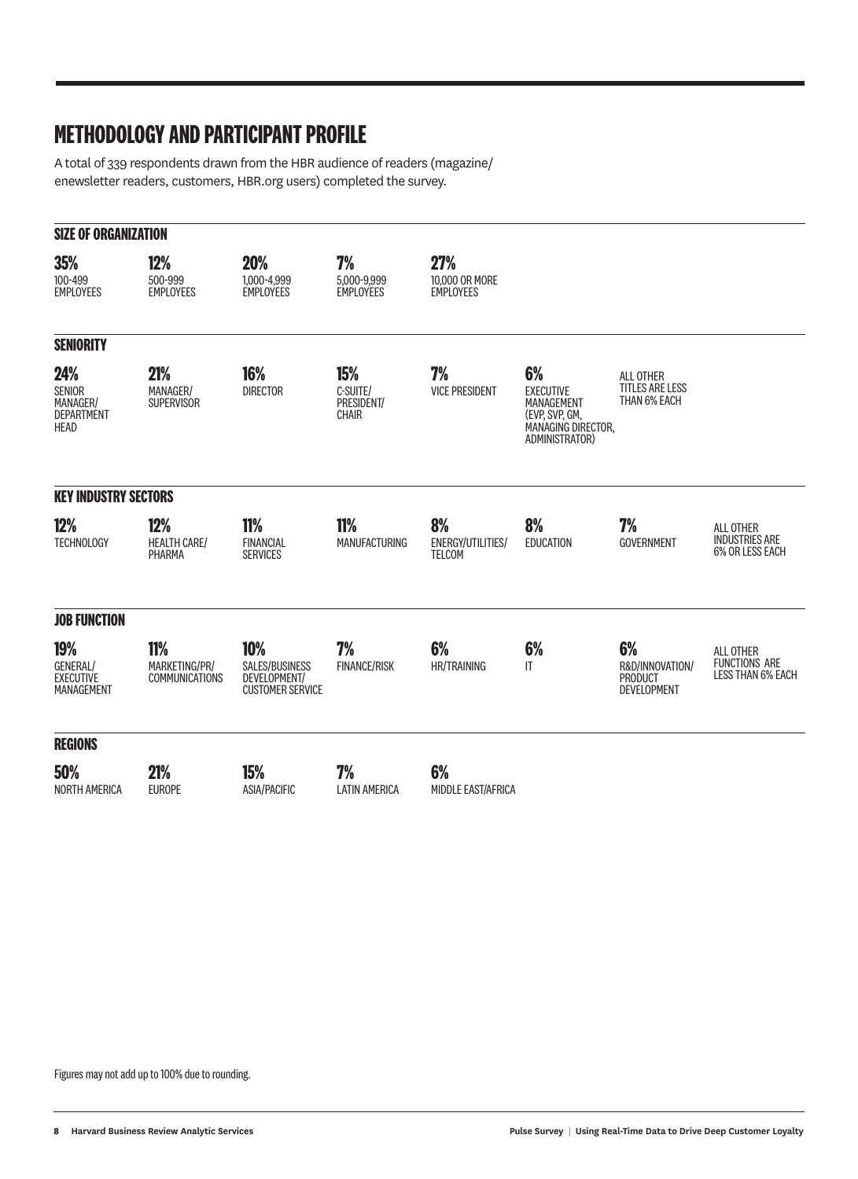## METHODOLOGY AND PARTICIPANT PROFILE

A total of 339 respondents drawn from the HBR audience of readers (magazine/enewsletter readers, customers, HBR.org users) completed the survey.

### SIZE OF ORGANIZATION

**35%** 100-499 EMPLOYEES

**12%** 500-999 EMPLOYEES

**20%** 1,000-4,999 EMPLOYEES

**7%** 5,000-9,999 EMPLOYEES

**27%** 10,000 OR MORE EMPLOYEES

### SENIORITY

**24%** SENIOR MANAGER/ DEPARTMENT HEAD

**21%** MANAGER/ SUPERVISOR

**16%** DIRECTOR

**15%** C-SUITE/ PRESIDENT/ CHAIR

**7%** VICE PRESIDENT

**6%** EXECUTIVE MANAGEMENT (EVP, SVP, GM, MANAGING DIRECTOR, ADMINISTRATOR)

ALL OTHER TITLES ARE LESS THAN 6% EACH

### KEY INDUSTRY SECTORS

**12%** TECHNOLOGY

**12%** HEALTH CARE/ PHARMA

**11%** FINANCIAL SERVICES

**11%** MANUFACTURING

**8%** ENERGY/UTILITIES/ TELCOM

**8%** EDUCATION

**7%** GOVERNMENT

ALL OTHER INDUSTRIES ARE 6% OR LESS EACH

### JOB FUNCTION

**19%** GENERAL/ EXECUTIVE MANAGEMENT

**11%** MARKETING/PR/ COMMUNICATIONS

**10%** SALES/BUSINESS DEVELOPMENT/ CUSTOMER SERVICE

**7%** FINANCE/RISK

**6%** HR/TRAINING

**6%** IT

**6%** R&D/INNOVATION/ PRODUCT DEVELOPMENT

ALL OTHER FUNCTIONS ARE LESS THAN 6% EACH

### REGIONS

**50%** NORTH AMERICA

**21%** EUROPE

**15%** ASIA/PACIFIC

**7%** LATIN AMERICA

**6%** MIDDLE EAST/AFRICA

Figures may not add up to 100% due to rounding.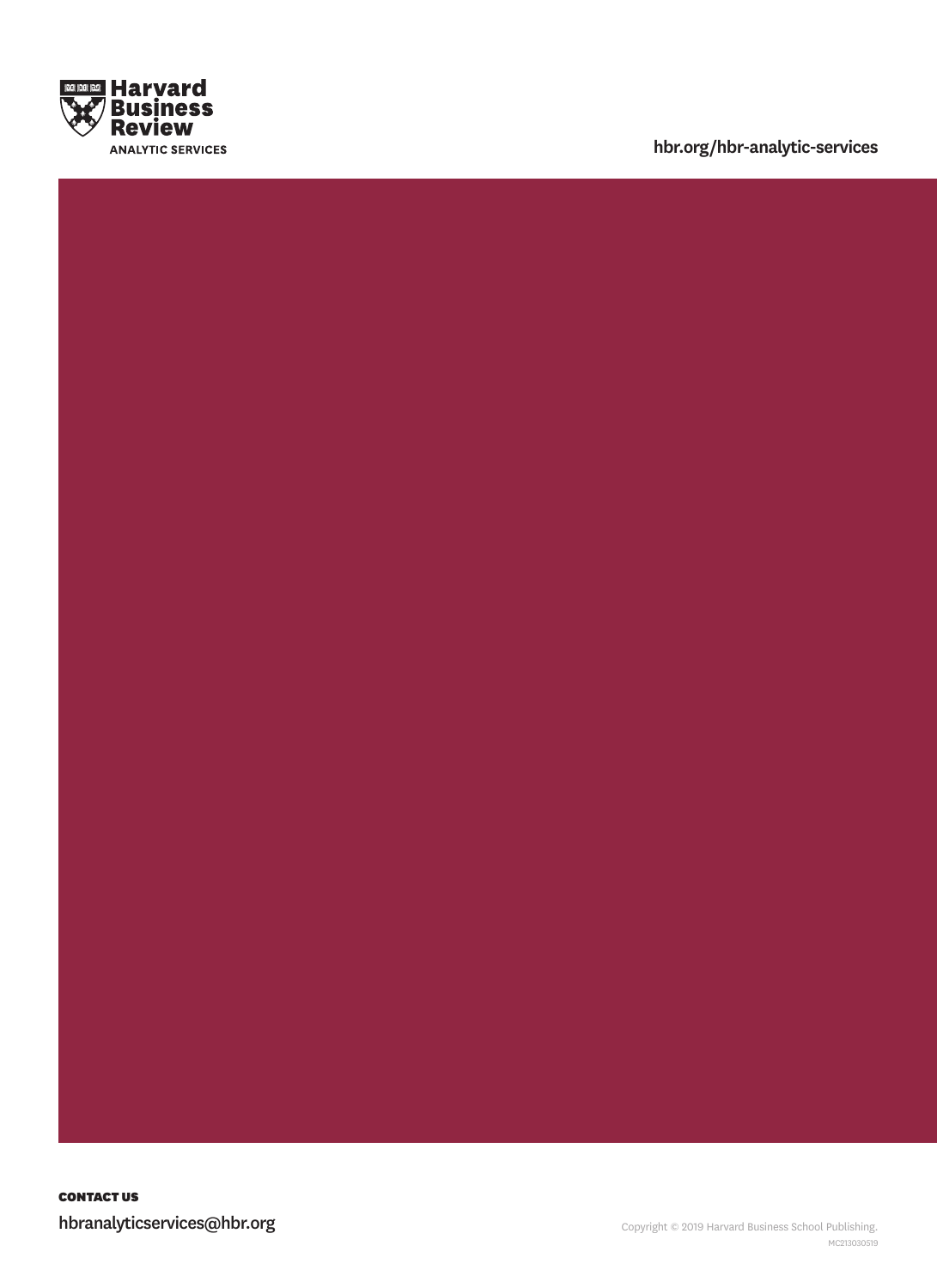Harvard Business Review
ANALYTIC SERVICES

hbr.org/hbr-analytic-services

**CONTACT US**

hbranalyticservices@hbr.org

Copyright © 2019 Harvard Business School Publishing.
MC213030519